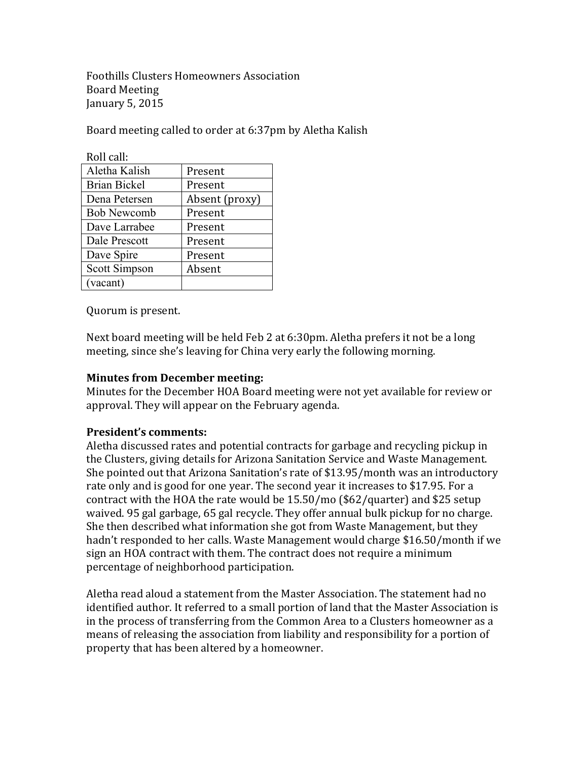Foothills Clusters Homeowners Association
Board Meeting
January 5, 2015

Board meeting called to order at 6:37pm by Aletha Kalish

Roll call:

| | |
|---|---|
| Aletha Kalish | Present |
| Brian Bickel | Present |
| Dena Petersen | Absent (proxy) |
| Bob Newcomb | Present |
| Dave Larrabee | Present |
| Dale Prescott | Present |
| Dave Spire | Present |
| Scott Simpson | Absent |
| (vacant) | |

Quorum is present.

Next board meeting will be held Feb 2 at 6:30pm. Aletha prefers it not be a long meeting, since she's leaving for China very early the following morning.

**Minutes from December meeting:**
Minutes for the December HOA Board meeting were not yet available for review or approval. They will appear on the February agenda.

**President's comments:**
Aletha discussed rates and potential contracts for garbage and recycling pickup in the Clusters, giving details for Arizona Sanitation Service and Waste Management. She pointed out that Arizona Sanitation's rate of $13.95/month was an introductory rate only and is good for one year. The second year it increases to $17.95. For a contract with the HOA the rate would be 15.50/mo ($62/quarter) and $25 setup waived. 95 gal garbage, 65 gal recycle. They offer annual bulk pickup for no charge. She then described what information she got from Waste Management, but they hadn't responded to her calls. Waste Management would charge $16.50/month if we sign an HOA contract with them. The contract does not require a minimum percentage of neighborhood participation.

Aletha read aloud a statement from the Master Association. The statement had no identified author. It referred to a small portion of land that the Master Association is in the process of transferring from the Common Area to a Clusters homeowner as a means of releasing the association from liability and responsibility for a portion of property that has been altered by a homeowner.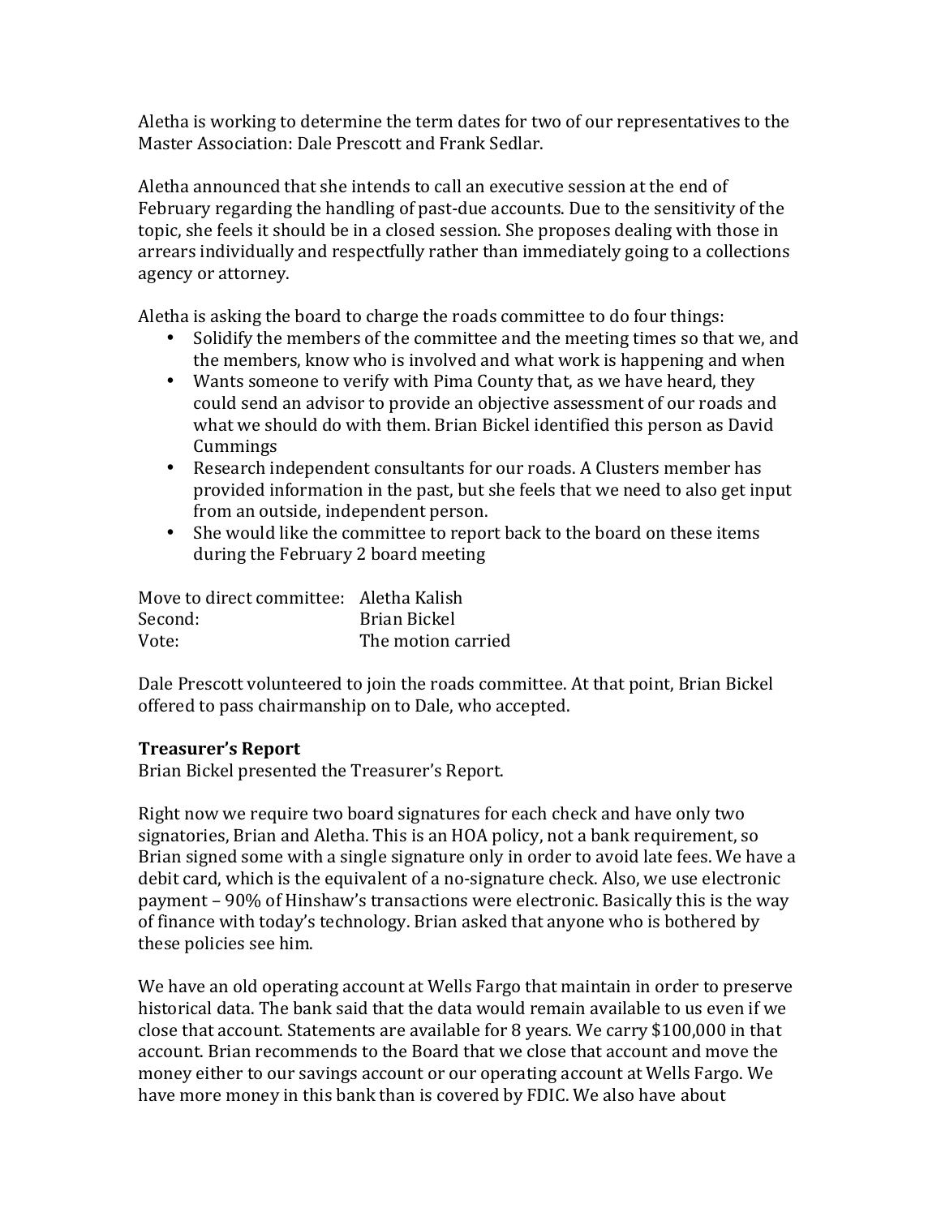Aletha is working to determine the term dates for two of our representatives to the Master Association: Dale Prescott and Frank Sedlar.

Aletha announced that she intends to call an executive session at the end of February regarding the handling of past-due accounts. Due to the sensitivity of the topic, she feels it should be in a closed session. She proposes dealing with those in arrears individually and respectfully rather than immediately going to a collections agency or attorney.

Aletha is asking the board to charge the roads committee to do four things:

- Solidify the members of the committee and the meeting times so that we, and the members, know who is involved and what work is happening and when
- Wants someone to verify with Pima County that, as we have heard, they could send an advisor to provide an objective assessment of our roads and what we should do with them. Brian Bickel identified this person as David Cummings
- Research independent consultants for our roads. A Clusters member has provided information in the past, but she feels that we need to also get input from an outside, independent person.
- She would like the committee to report back to the board on these items during the February 2 board meeting

| | |
|---|---|
| Move to direct committee: | Aletha Kalish |
| Second: | Brian Bickel |
| Vote: | The motion carried |

Dale Prescott volunteered to join the roads committee. At that point, Brian Bickel offered to pass chairmanship on to Dale, who accepted.

**Treasurer's Report**

Brian Bickel presented the Treasurer's Report.

Right now we require two board signatures for each check and have only two signatories, Brian and Aletha. This is an HOA policy, not a bank requirement, so Brian signed some with a single signature only in order to avoid late fees. We have a debit card, which is the equivalent of a no-signature check. Also, we use electronic payment – 90% of Hinshaw's transactions were electronic. Basically this is the way of finance with today's technology. Brian asked that anyone who is bothered by these policies see him.

We have an old operating account at Wells Fargo that maintain in order to preserve historical data. The bank said that the data would remain available to us even if we close that account. Statements are available for 8 years. We carry $100,000 in that account. Brian recommends to the Board that we close that account and move the money either to our savings account or our operating account at Wells Fargo. We have more money in this bank than is covered by FDIC. We also have about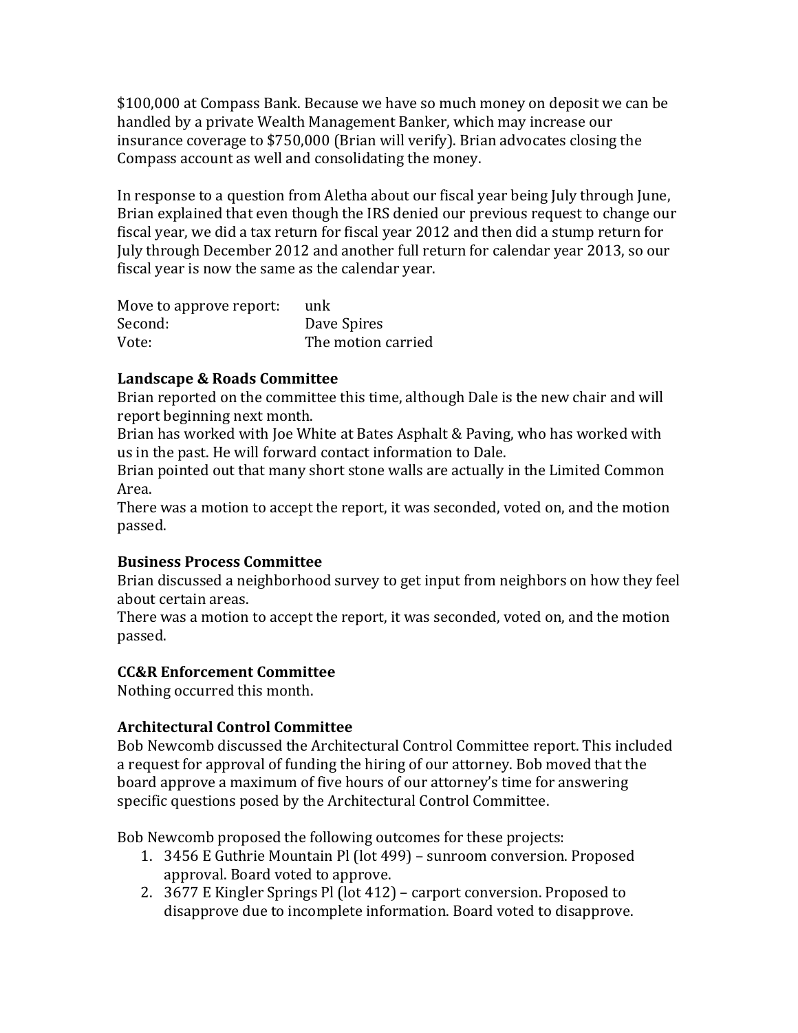$100,000 at Compass Bank. Because we have so much money on deposit we can be handled by a private Wealth Management Banker, which may increase our insurance coverage to $750,000 (Brian will verify). Brian advocates closing the Compass account as well and consolidating the money.

In response to a question from Aletha about our fiscal year being July through June, Brian explained that even though the IRS denied our previous request to change our fiscal year, we did a tax return for fiscal year 2012 and then did a stump return for July through December 2012 and another full return for calendar year 2013, so our fiscal year is now the same as the calendar year.

| | |
|---|---|
| Move to approve report: | unk |
| Second: | Dave Spires |
| Vote: | The motion carried |

**Landscape & Roads Committee**

Brian reported on the committee this time, although Dale is the new chair and will report beginning next month.

Brian has worked with Joe White at Bates Asphalt & Paving, who has worked with us in the past. He will forward contact information to Dale.

Brian pointed out that many short stone walls are actually in the Limited Common Area.

There was a motion to accept the report, it was seconded, voted on, and the motion passed.

**Business Process Committee**

Brian discussed a neighborhood survey to get input from neighbors on how they feel about certain areas.

There was a motion to accept the report, it was seconded, voted on, and the motion passed.

**CC&R Enforcement Committee**

Nothing occurred this month.

**Architectural Control Committee**

Bob Newcomb discussed the Architectural Control Committee report. This included a request for approval of funding the hiring of our attorney. Bob moved that the board approve a maximum of five hours of our attorney's time for answering specific questions posed by the Architectural Control Committee.

Bob Newcomb proposed the following outcomes for these projects:

1. 3456 E Guthrie Mountain Pl (lot 499) – sunroom conversion. Proposed approval. Board voted to approve.
2. 3677 E Kingler Springs Pl (lot 412) – carport conversion. Proposed to disapprove due to incomplete information. Board voted to disapprove.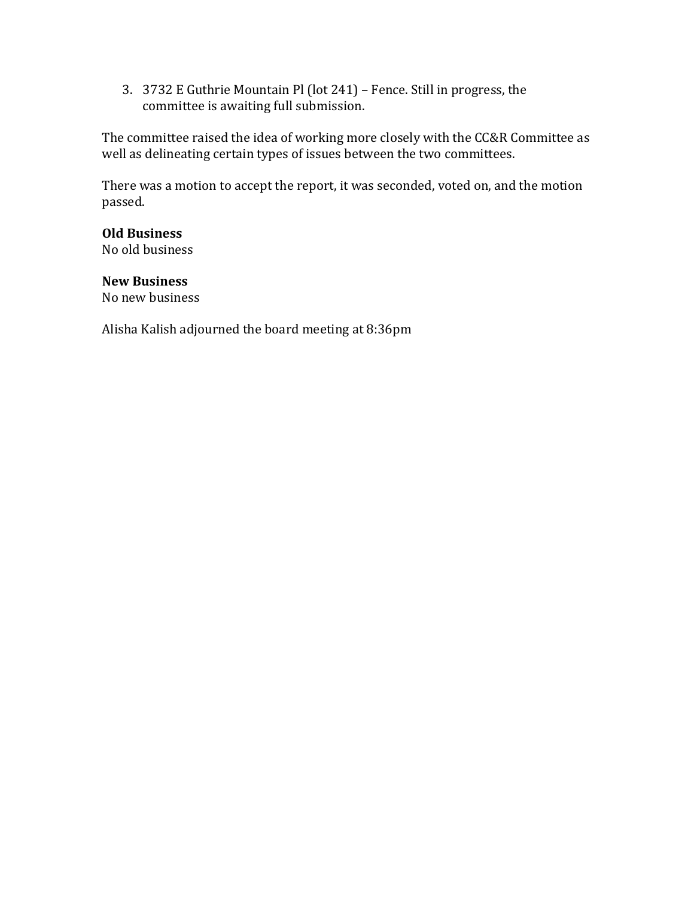3. 3732 E Guthrie Mountain Pl (lot 241) – Fence. Still in progress, the committee is awaiting full submission.

The committee raised the idea of working more closely with the CC&R Committee as well as delineating certain types of issues between the two committees.

There was a motion to accept the report, it was seconded, voted on, and the motion passed.

**Old Business**
No old business

**New Business**
No new business

Alisha Kalish adjourned the board meeting at 8:36pm